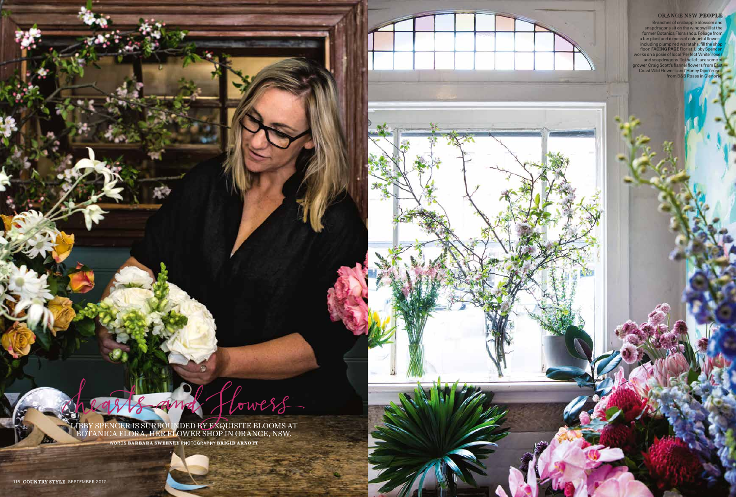# hearts and flowers

LIBBY SPENCER IS SURROUNDED BY EXQUISITE BLOOMS AT BOTANICA FLORA, HER FLOWER SHOP IN ORANGE, NSW.

WORDS **BARBARA SWEENEY** PHOTOGRAPHY **BRIGID ARNOTT**

**ORANGE NSW PEOPLE**

Branches of crabapple blossom and snapdragons sit on the windowsill at the former Botanica Flora shop. Foliage from a fan plant and a mass of colourful flowers, including plump red waratahs, fill the shop floor. **FACING PAGE** Florist, Libby Spencer, works on a posie of local 'Perfect White' roses and snapdragons. To the left are some of grower Craig Scott's flannel flowers from East Coast Wild Flowers and 'Honey Dijon' roses from B&B Roses in Glenorie.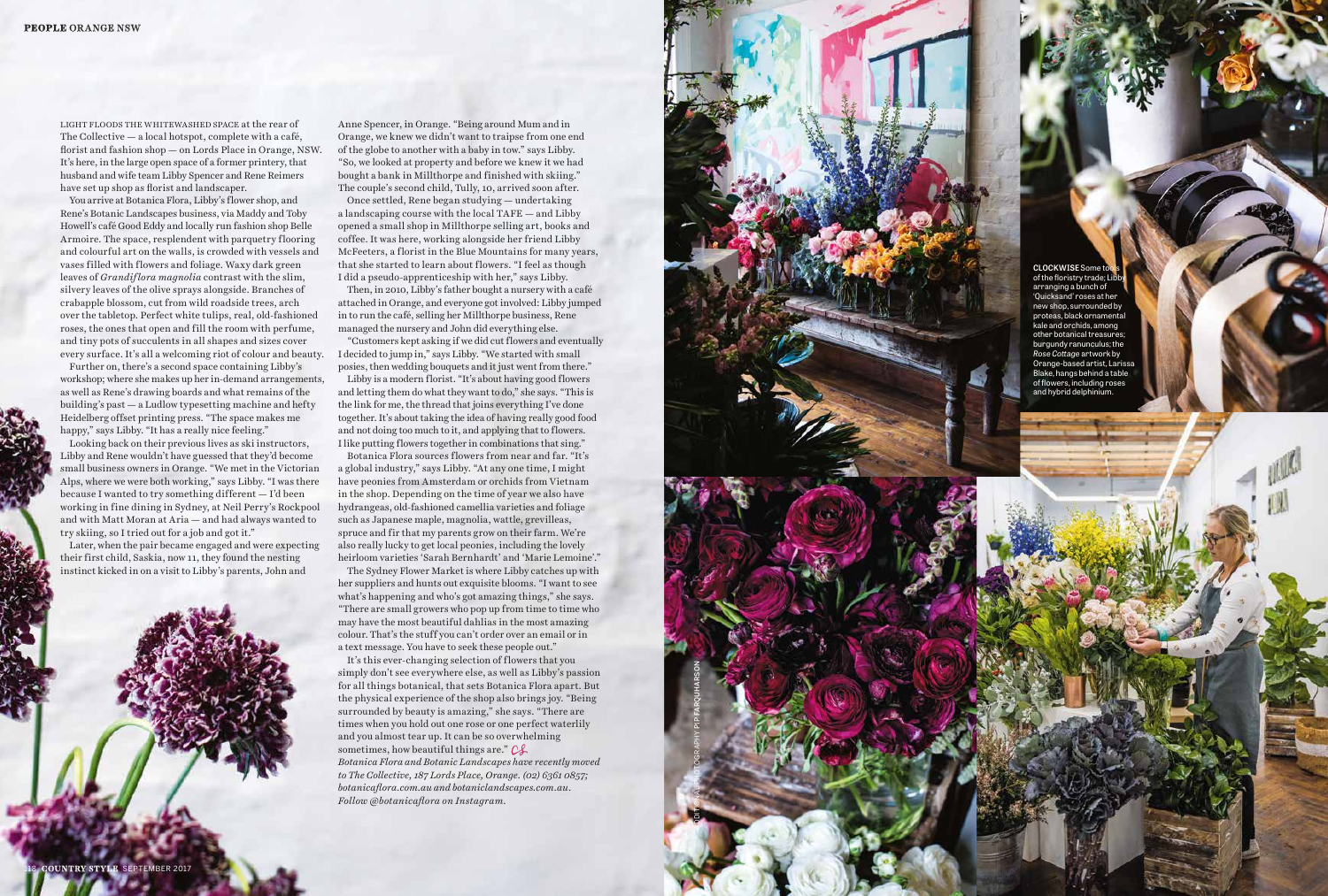LIGHT FLOODS THE WHITEWASHED SPACE at the rear of The Collective — a local hotspot, complete with a café, florist and fashion shop — on Lords Place in Orange, NSW. It's here, in the large open space of a former printery, that husband and wife team Libby Spencer and Rene Reimers have set up shop as florist and landscaper.

You arrive at Botanica Flora, Libby's flower shop, and Rene's Botanic Landscapes business, via Maddy and Toby Howell's café Good Eddy and locally run fashion shop Belle Armoire. The space, resplendent with parquetry flooring and colourful art on the walls, is crowded with vessels and vases filled with flowers and foliage. Waxy dark green leaves of *Grandiflora magnolia* contrast with the slim, silvery leaves of the olive sprays alongside. Branches of crabapple blossom, cut from wild roadside trees, arch over the tabletop. Perfect white tulips, real, old-fashioned roses, the ones that open and fill the room with perfume, and tiny pots of succulents in all shapes and sizes cover every surface. It's all a welcoming riot of colour and beauty.

Further on, there's a second space containing Libby's workshop; where she makes up her in-demand arrangements, as well as Rene's drawing boards and what remains of the building's past — a Ludlow typesetting machine and hefty Heidelberg offset printing press. "The space makes me happy," says Libby. "It has a really nice feeling."

Looking back on their previous lives as ski instructors, Libby and Rene wouldn't have guessed that they'd become small business owners in Orange. "We met in the Victorian Alps, where we were both working," says Libby. "I was there because I wanted to try something different — I'd been working in fine dining in Sydney, at Neil Perry's Rockpool and with Matt Moran at Aria — and had always wanted to try skiing, so I tried out for a job and got it."

Later, when the pair became engaged and were expecting their first child, Saskia, now 11, they found the nesting instinct kicked in on a visit to Libby's parents, John and Anne Spencer, in Orange. "Being around Mum and in Orange, we knew we didn't want to traipse from one end of the globe to another with a baby in tow." says Libby. "So, we looked at property and before we knew it we had bought a bank in Millthorpe and finished with skiing." The couple's second child, Tully, 10, arrived soon after.

Once settled, Rene began studying — undertaking a landscaping course with the local TAFE — and Libby opened a small shop in Millthorpe selling art, books and coffee. It was here, working alongside her friend Libby McFeeters, a florist in the Blue Mountains for many years, that she started to learn about flowers. "I feel as though I did a pseudo-apprenticeship with her," says Libby.

Then, in 2010, Libby's father bought a nursery with a café attached in Orange, and everyone got involved: Libby jumped in to run the café, selling her Millthorpe business, Rene managed the nursery and John did everything else.

"Customers kept asking if we did cut flowers and eventually I decided to jump in," says Libby. "We started with small posies, then wedding bouquets and it just went from there."

Libby is a modern florist. "It's about having good flowers and letting them do what they want to do," she says. "This is the link for me, the thread that joins everything I've done together. It's about taking the idea of having really good food and not doing too much to it, and applying that to flowers. I like putting flowers together in combinations that sing."

Botanica Flora sources flowers from near and far. "It's a global industry," says Libby. "At any one time, I might have peonies from Amsterdam or orchids from Vietnam in the shop. Depending on the time of year we also have hydrangeas, old-fashioned camellia varieties and foliage such as Japanese maple, magnolia, wattle, grevilleas, spruce and fir that my parents grow on their farm. We're also really lucky to get local peonies, including the lovely heirloom varieties 'Sarah Bernhardt' and 'Marie Lemoine'."

The Sydney Flower Market is where Libby catches up with her suppliers and hunts out exquisite blooms. "I want to see what's happening and who's got amazing things," she says. "There are small growers who pop up from time to time who may have the most beautiful dahlias in the most amazing colour. That's the stuff you can't order over an email or in a text message. You have to seek these people out."

It's this ever-changing selection of flowers that you simply don't see everywhere else, as well as Libby's passion for all things botanical, that sets Botanica Flora apart. But the physical experience of the shop also brings joy. "Being surrounded by beauty is amazing," she says. "There are times when you hold out one rose or one perfect waterlily and you almost tear up. It can be so overwhelming sometimes, how beautiful things are."

*Botanica Flora and Botanic Landscapes have recently moved to The Collective, 187 Lords Place, Orange. (02) 6361 0857; botanicaflora.com.au and botaniclandscapes.com.au. Follow @botanicaflora on Instagram.*

**CLOCKWISE** Some tools of the floristry trade; Libby arranging a bunch of 'Quicksand' roses at her new shop, surrounded by proteas, black ornamental kale and orchids, among other botanical treasures; burgundy ranunculus; the *Rose Cottage* artwork by Orange-based artist, Larissa Blake, hangs behind a table of flowers, including roses and hybrid delphinium.

EDITOR ANNA ... PHOTOGRAPHY PIP FARQUHARSON